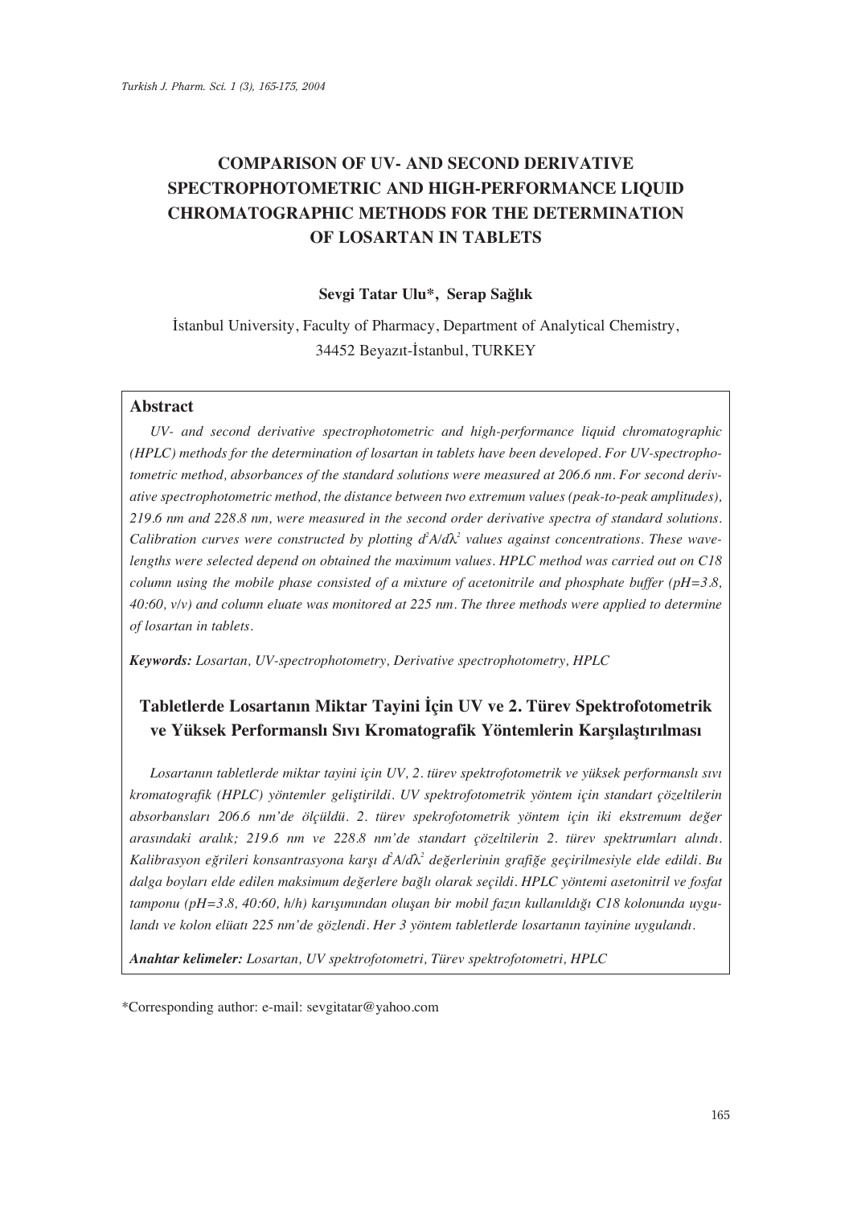# COMPARISON OF UV- AND SECOND DERIVATIVE SPECTROPHOTOMETRIC AND HIGH-PERFORMANCE LIQUID CHROMATOGRAPHIC METHODS FOR THE DETERMINATION OF LOSARTAN IN TABLETS

**Sevgi Tatar Ulu\*, Serap Sağlık**

İstanbul University, Faculty of Pharmacy, Department of Analytical Chemistry, 34452 Beyazıt-İstanbul, TURKEY

## Abstract

*UV- and second derivative spectrophotometric and high-performance liquid chromatographic (HPLC) methods for the determination of losartan in tablets have been developed. For UV-spectrophotometric method, absorbances of the standard solutions were measured at 206.6 nm. For second derivative spectrophotometric method, the distance between two extremum values (peak-to-peak amplitudes), 219.6 nm and 228.8 nm, were measured in the second order derivative spectra of standard solutions. Calibration curves were constructed by plotting $d^2A/d\lambda^2$ values against concentrations. These wavelengths were selected depend on obtained the maximum values. HPLC method was carried out on C18 column using the mobile phase consisted of a mixture of acetonitrile and phosphate buffer (pH=3.8, 40:60, v/v) and column eluate was monitored at 225 nm. The three methods were applied to determine of losartan in tablets.*

***Keywords:*** *Losartan, UV-spectrophotometry, Derivative spectrophotometry, HPLC*

## Tabletlerde Losartanın Miktar Tayini İçin UV ve 2. Türev Spektrofotometrik ve Yüksek Performanslı Sıvı Kromatografik Yöntemlerin Karşılaştırılması

*Losartanın tabletlerde miktar tayini için UV, 2. türev spektrofotometrik ve yüksek performanslı sıvı kromatografik (HPLC) yöntemler geliştirildi. UV spektrofotometrik yöntem için standart çözeltilerin absorbansları 206.6 nm'de ölçüldü. 2. türev spekrofotometrik yöntem için iki ekstremum değer arasındaki aralık; 219.6 nm ve 228.8 nm'de standart çözeltilerin 2. türev spektrumları alındı. Kalibrasyon eğrileri konsantrasyona karşı $d^2A/d\lambda^2$ değerlerinin grafiğe geçirilmesiyle elde edildi. Bu dalga boyları elde edilen maksimum değerlere bağlı olarak seçildi. HPLC yöntemi asetonitril ve fosfat tamponu (pH=3.8, 40:60, h/h) karışımından oluşan bir mobil fazın kullanıldığı C18 kolonunda uygulandı ve kolon elüatı 225 nm'de gözlendi. Her 3 yöntem tabletlerde losartanın tayinine uygulandı.*

***Anahtar kelimeler:*** *Losartan, UV spektrofotometri, Türev spektrofotometri, HPLC*

\*Corresponding author: e-mail: sevgitatar@yahoo.com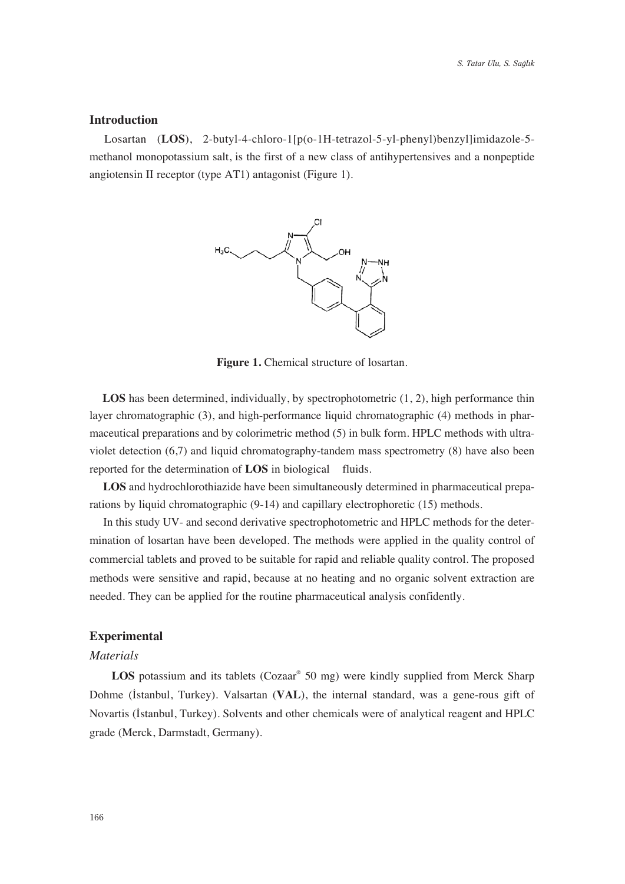## Introduction

Losartan (**LOS**), 2-butyl-4-chloro-1[p(o-1H-tetrazol-5-yl-phenyl)benzyl]imidazole-5-methanol monopotassium salt, is the first of a new class of antihypertensives and a nonpeptide angiotensin II receptor (type AT1) antagonist (Figure 1).

**Figure 1.** Chemical structure of losartan.

**LOS** has been determined, individually, by spectrophotometric (1, 2), high performance thin layer chromatographic (3), and high-performance liquid chromatographic (4) methods in pharmaceutical preparations and by colorimetric method (5) in bulk form. HPLC methods with ultraviolet detection (6,7) and liquid chromatography-tandem mass spectrometry (8) have also been reported for the determination of **LOS** in biological fluids.

**LOS** and hydrochlorothiazide have been simultaneously determined in pharmaceutical preparations by liquid chromatographic (9-14) and capillary electrophoretic (15) methods.

In this study UV- and second derivative spectrophotometric and HPLC methods for the determination of losartan have been developed. The methods were applied in the quality control of commercial tablets and proved to be suitable for rapid and reliable quality control. The proposed methods were sensitive and rapid, because at no heating and no organic solvent extraction are needed. They can be applied for the routine pharmaceutical analysis confidently.

## Experimental

### *Materials*

**LOS** potassium and its tablets (Cozaar® 50 mg) were kindly supplied from Merck Sharp Dohme (İstanbul, Turkey). Valsartan (**VAL**), the internal standard, was a gene-rous gift of Novartis (İstanbul, Turkey). Solvents and other chemicals were of analytical reagent and HPLC grade (Merck, Darmstadt, Germany).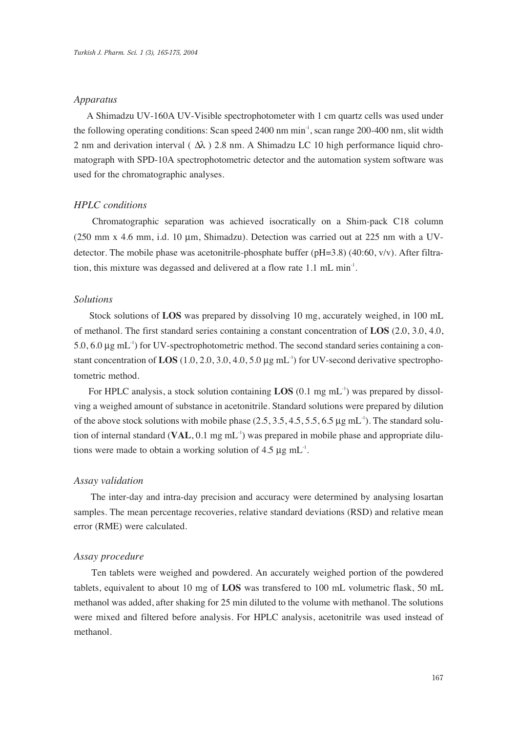### *Apparatus*

A Shimadzu UV-160A UV-Visible spectrophotometer with 1 cm quartz cells was used under the following operating conditions: Scan speed 2400 nm min$^{-1}$, scan range 200-400 nm, slit width 2 nm and derivation interval ( $\Delta\lambda$ ) 2.8 nm. A Shimadzu LC 10 high performance liquid chromatograph with SPD-10A spectrophotometric detector and the automation system software was used for the chromatographic analyses.

### *HPLC conditions*

Chromatographic separation was achieved isocratically on a Shim-pack C18 column (250 mm x 4.6 mm, i.d. 10 µm, Shimadzu). Detection was carried out at 225 nm with a UV-detector. The mobile phase was acetonitrile-phosphate buffer (pH=3.8) (40:60, v/v). After filtration, this mixture was degassed and delivered at a flow rate 1.1 mL min$^{-1}$.

### *Solutions*

Stock solutions of **LOS** was prepared by dissolving 10 mg, accurately weighed, in 100 mL of methanol. The first standard series containing a constant concentration of **LOS** (2.0, 3.0, 4.0, 5.0, 6.0 µg mL$^{-1}$) for UV-spectrophotometric method. The second standard series containing a constant concentration of **LOS** (1.0, 2.0, 3.0, 4.0, 5.0 µg mL$^{-1}$) for UV-second derivative spectrophotometric method.

For HPLC analysis, a stock solution containing **LOS** (0.1 mg mL$^{-1}$) was prepared by dissolving a weighed amount of substance in acetonitrile. Standard solutions were prepared by dilution of the above stock solutions with mobile phase (2.5, 3.5, 4.5, 5.5, 6.5 µg mL$^{-1}$). The standard solution of internal standard (**VAL**, 0.1 mg mL$^{-1}$) was prepared in mobile phase and appropriate dilutions were made to obtain a working solution of 4.5 µg mL$^{-1}$.

### *Assay validation*

The inter-day and intra-day precision and accuracy were determined by analysing losartan samples. The mean percentage recoveries, relative standard deviations (RSD) and relative mean error (RME) were calculated.

### *Assay procedure*

Ten tablets were weighed and powdered. An accurately weighed portion of the powdered tablets, equivalent to about 10 mg of **LOS** was transfered to 100 mL volumetric flask, 50 mL methanol was added, after shaking for 25 min diluted to the volume with methanol. The solutions were mixed and filtered before analysis. For HPLC analysis, acetonitrile was used instead of methanol.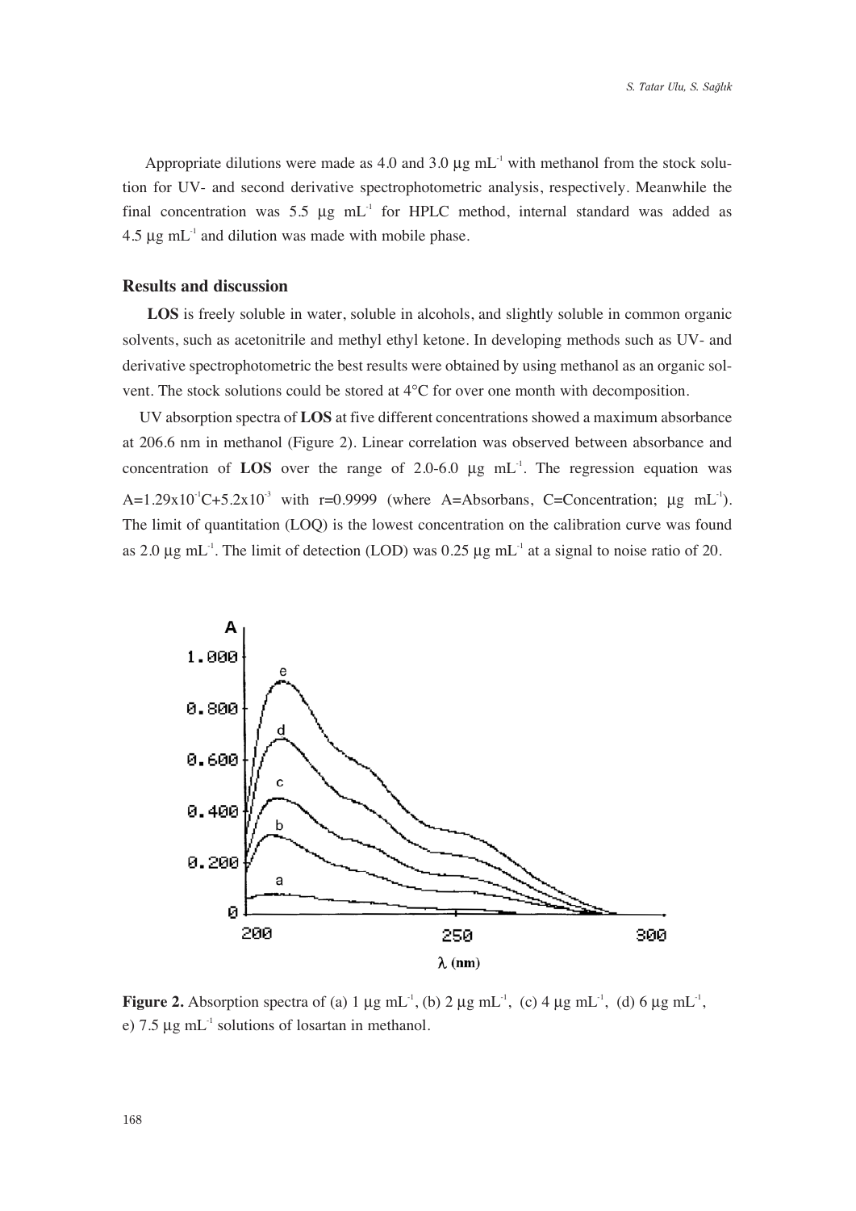Appropriate dilutions were made as 4.0 and 3.0 µg mL$^{-1}$ with methanol from the stock solution for UV- and second derivative spectrophotometric analysis, respectively. Meanwhile the final concentration was 5.5 µg mL$^{-1}$ for HPLC method, internal standard was added as 4.5 µg mL$^{-1}$ and dilution was made with mobile phase.

## Results and discussion

**LOS** is freely soluble in water, soluble in alcohols, and slightly soluble in common organic solvents, such as acetonitrile and methyl ethyl ketone. In developing methods such as UV- and derivative spectrophotometric the best results were obtained by using methanol as an organic solvent. The stock solutions could be stored at 4°C for over one month with decomposition.

UV absorption spectra of **LOS** at five different concentrations showed a maximum absorbance at 206.6 nm in methanol (Figure 2). Linear correlation was observed between absorbance and concentration of **LOS** over the range of 2.0-6.0 µg mL$^{-1}$. The regression equation was $A=1.29\times10^{-1}C+5.2\times10^{-3}$ with r=0.9999 (where A=Absorbans, C=Concentration; µg mL$^{-1}$). The limit of quantitation (LOQ) is the lowest concentration on the calibration curve was found as 2.0 µg mL$^{-1}$. The limit of detection (LOD) was 0.25 µg mL$^{-1}$ at a signal to noise ratio of 20.

**Figure 2.** Absorption spectra of (a) 1 µg mL$^{-1}$, (b) 2 µg mL$^{-1}$, (c) 4 µg mL$^{-1}$, (d) 6 µg mL$^{-1}$, e) 7.5 µg mL$^{-1}$ solutions of losartan in methanol.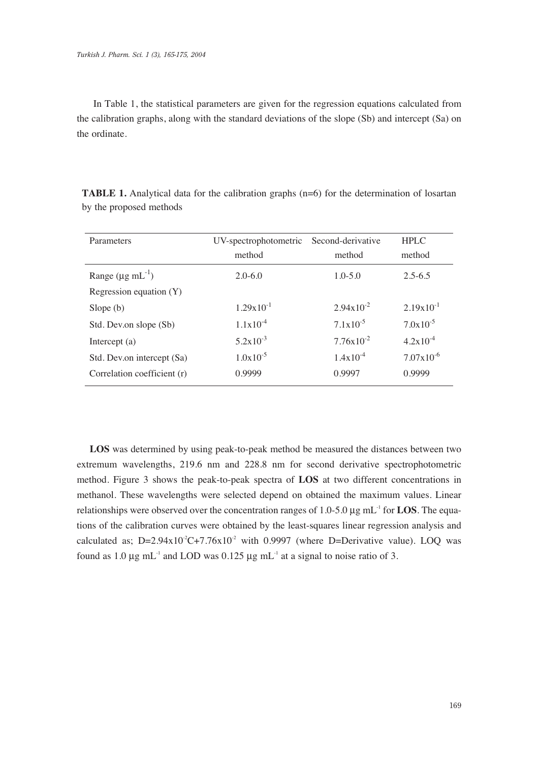In Table 1, the statistical parameters are given for the regression equations calculated from the calibration graphs, along with the standard deviations of the slope (Sb) and intercept (Sa) on the ordinate.

**TABLE 1.** Analytical data for the calibration graphs (n=6) for the determination of losartan by the proposed methods

| Parameters | UV-spectrophotometric method | Second-derivative method | HPLC method |
|---|---|---|---|
| Range (µg $mL^{-1}$) | 2.0-6.0 | 1.0-5.0 | 2.5-6.5 |
| Regression equation (Y) | | | |
| Slope (b) | $1.29x10^{-1}$ | $2.94x10^{-2}$ | $2.19x10^{-1}$ |
| Std. Dev.on slope (Sb) | $1.1x10^{-4}$ | $7.1x10^{-5}$ | $7.0x10^{-5}$ |
| Intercept (a) | $5.2x10^{-3}$ | $7.76x10^{-2}$ | $4.2x10^{-4}$ |
| Std. Dev.on intercept (Sa) | $1.0x10^{-5}$ | $1.4x10^{-4}$ | $7.07x10^{-6}$ |
| Correlation coefficient (r) | 0.9999 | 0.9997 | 0.9999 |

**LOS** was determined by using peak-to-peak method be measured the distances between two extremum wavelengths, 219.6 nm and 228.8 nm for second derivative spectrophotometric method. Figure 3 shows the peak-to-peak spectra of **LOS** at two different concentrations in methanol. These wavelengths were selected depend on obtained the maximum values. Linear relationships were observed over the concentration ranges of 1.0-5.0 µg $mL^{-1}$ for **LOS**. The equations of the calibration curves were obtained by the least-squares linear regression analysis and calculated as; $D=2.94x10^{-2}C+7.76x10^{-2}$ with 0.9997 (where D=Derivative value). LOQ was found as 1.0 µg $mL^{-1}$ and LOD was 0.125 µg $mL^{-1}$ at a signal to noise ratio of 3.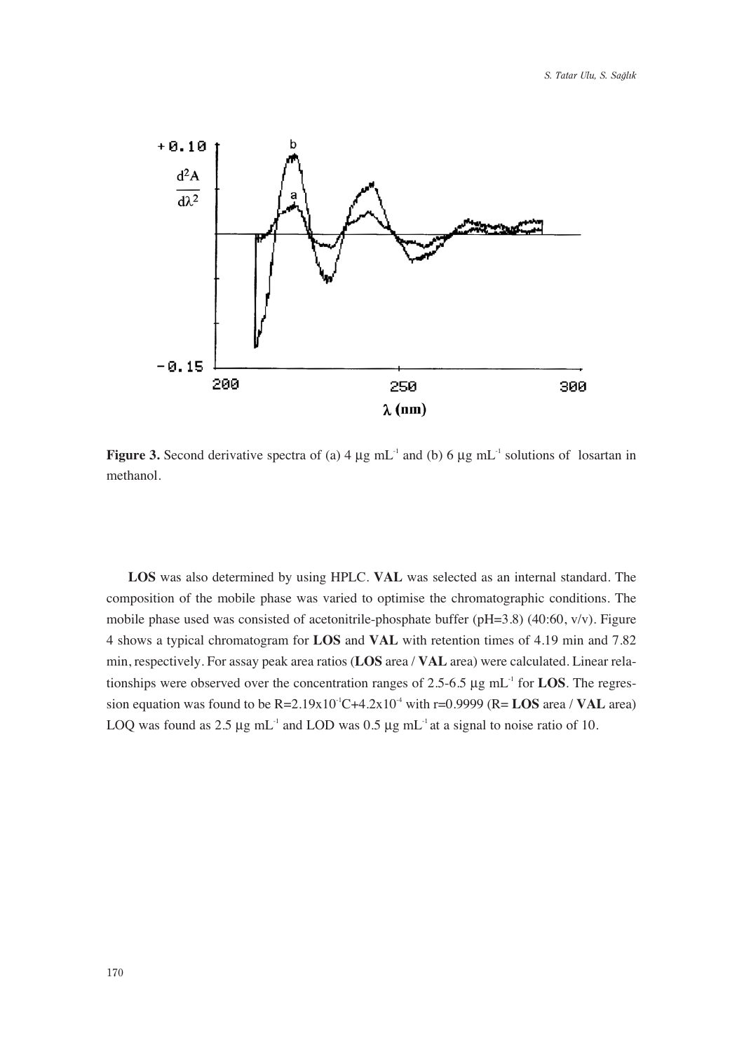**Figure 3.** Second derivative spectra of (a) 4 μg $mL^{-1}$ and (b) 6 μg $mL^{-1}$ solutions of losartan in methanol.

**LOS** was also determined by using HPLC. **VAL** was selected as an internal standard. The composition of the mobile phase was varied to optimise the chromatographic conditions. The mobile phase used was consisted of acetonitrile-phosphate buffer (pH=3.8) (40:60, v/v). Figure 4 shows a typical chromatogram for **LOS** and **VAL** with retention times of 4.19 min and 7.82 min, respectively. For assay peak area ratios (**LOS** area / **VAL** area) were calculated. Linear relationships were observed over the concentration ranges of 2.5-6.5 μg $mL^{-1}$ for **LOS**. The regression equation was found to be $R=2.19x10^{-1}C+4.2x10^{-4}$ with r=0.9999 (R= **LOS** area / **VAL** area) LOQ was found as 2.5 μg $mL^{-1}$ and LOD was 0.5 μg $mL^{-1}$ at a signal to noise ratio of 10.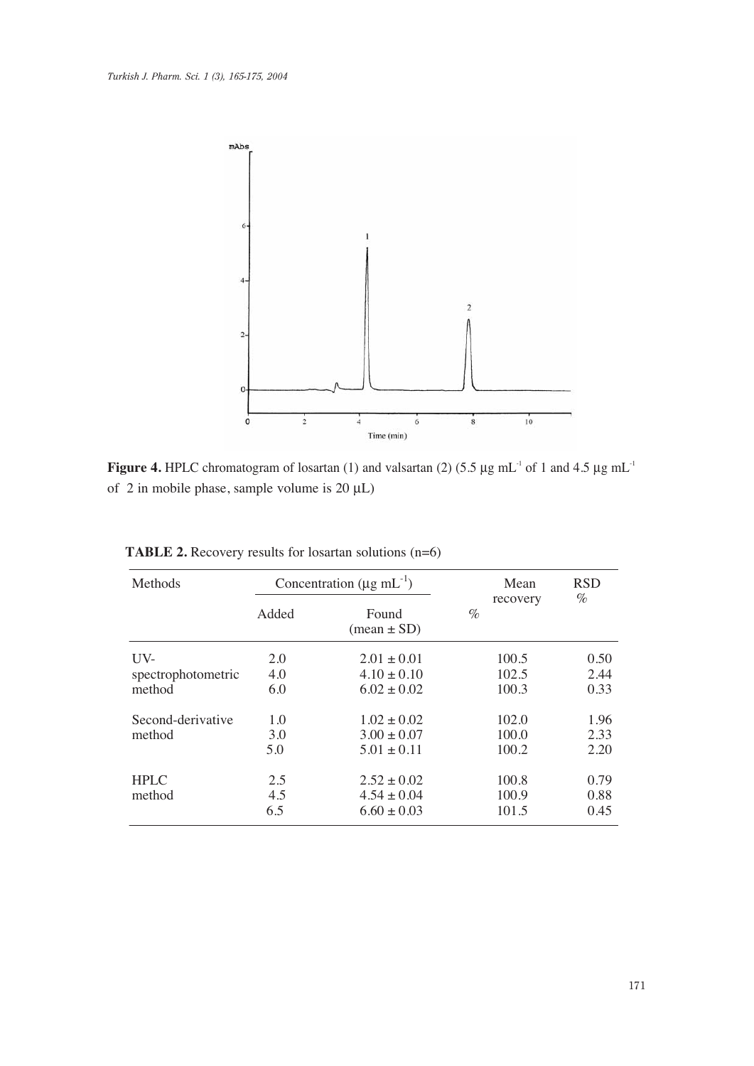**Figure 4.** HPLC chromatogram of losartan (1) and valsartan (2) (5.5 µg mL$^{-1}$ of 1 and 4.5 µg mL$^{-1}$ of 2 in mobile phase, sample volume is 20 µL)

**TABLE 2.** Recovery results for losartan solutions (n=6)

| Methods | Concentration (µg mL$^{-1}$) | | Mean recovery % | RSD % |
|---|---|---|---|---|
| | Added | Found (mean ± SD) | | |
| UV-spectrophotometric method | 2.0 | 2.01 ± 0.01 | 100.5 | 0.50 |
| | 4.0 | 4.10 ± 0.10 | 102.5 | 2.44 |
| | 6.0 | 6.02 ± 0.02 | 100.3 | 0.33 |
| Second-derivative method | 1.0 | 1.02 ± 0.02 | 102.0 | 1.96 |
| | 3.0 | 3.00 ± 0.07 | 100.0 | 2.33 |
| | 5.0 | 5.01 ± 0.11 | 100.2 | 2.20 |
| HPLC method | 2.5 | 2.52 ± 0.02 | 100.8 | 0.79 |
| | 4.5 | 4.54 ± 0.04 | 100.9 | 0.88 |
| | 6.5 | 6.60 ± 0.03 | 101.5 | 0.45 |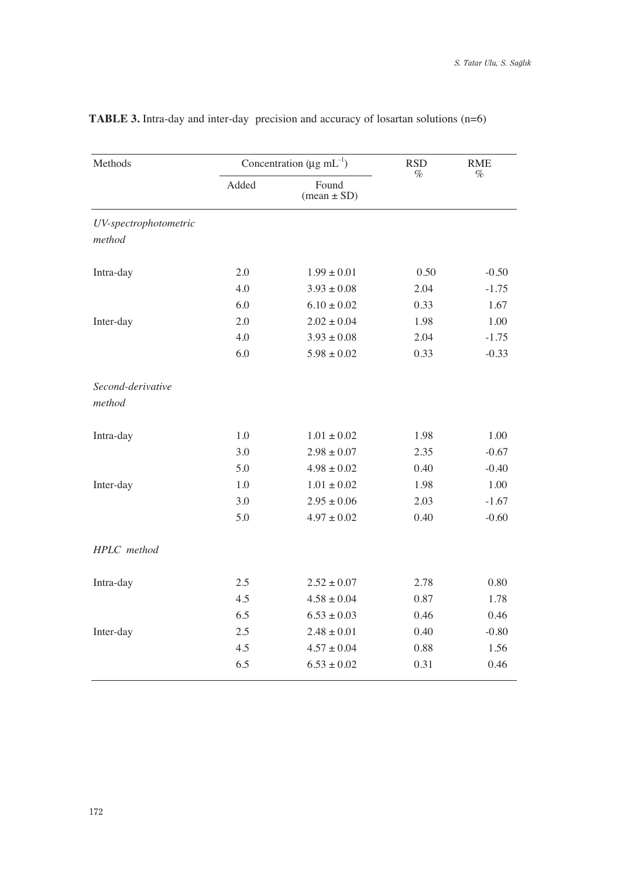**TABLE 3.** Intra-day and inter-day precision and accuracy of losartan solutions (n=6)

| Methods | Concentration (µg $mL^{-1}$) | | RSD % | RME % |
|---|---|---|---|---|
| | Added | Found (mean ± SD) | | |
| *UV-spectrophotometric method* | | | | |
| Intra-day | 2.0 | 1.99 ± 0.01 | 0.50 | -0.50 |
| | 4.0 | 3.93 ± 0.08 | 2.04 | -1.75 |
| | 6.0 | 6.10 ± 0.02 | 0.33 | 1.67 |
| Inter-day | 2.0 | 2.02 ± 0.04 | 1.98 | 1.00 |
| | 4.0 | 3.93 ± 0.08 | 2.04 | -1.75 |
| | 6.0 | 5.98 ± 0.02 | 0.33 | -0.33 |
| *Second-derivative method* | | | | |
| Intra-day | 1.0 | 1.01 ± 0.02 | 1.98 | 1.00 |
| | 3.0 | 2.98 ± 0.07 | 2.35 | -0.67 |
| | 5.0 | 4.98 ± 0.02 | 0.40 | -0.40 |
| Inter-day | 1.0 | 1.01 ± 0.02 | 1.98 | 1.00 |
| | 3.0 | 2.95 ± 0.06 | 2.03 | -1.67 |
| | 5.0 | 4.97 ± 0.02 | 0.40 | -0.60 |
| *HPLC method* | | | | |
| Intra-day | 2.5 | 2.52 ± 0.07 | 2.78 | 0.80 |
| | 4.5 | 4.58 ± 0.04 | 0.87 | 1.78 |
| | 6.5 | 6.53 ± 0.03 | 0.46 | 0.46 |
| Inter-day | 2.5 | 2.48 ± 0.01 | 0.40 | -0.80 |
| | 4.5 | 4.57 ± 0.04 | 0.88 | 1.56 |
| | 6.5 | 6.53 ± 0.02 | 0.31 | 0.46 |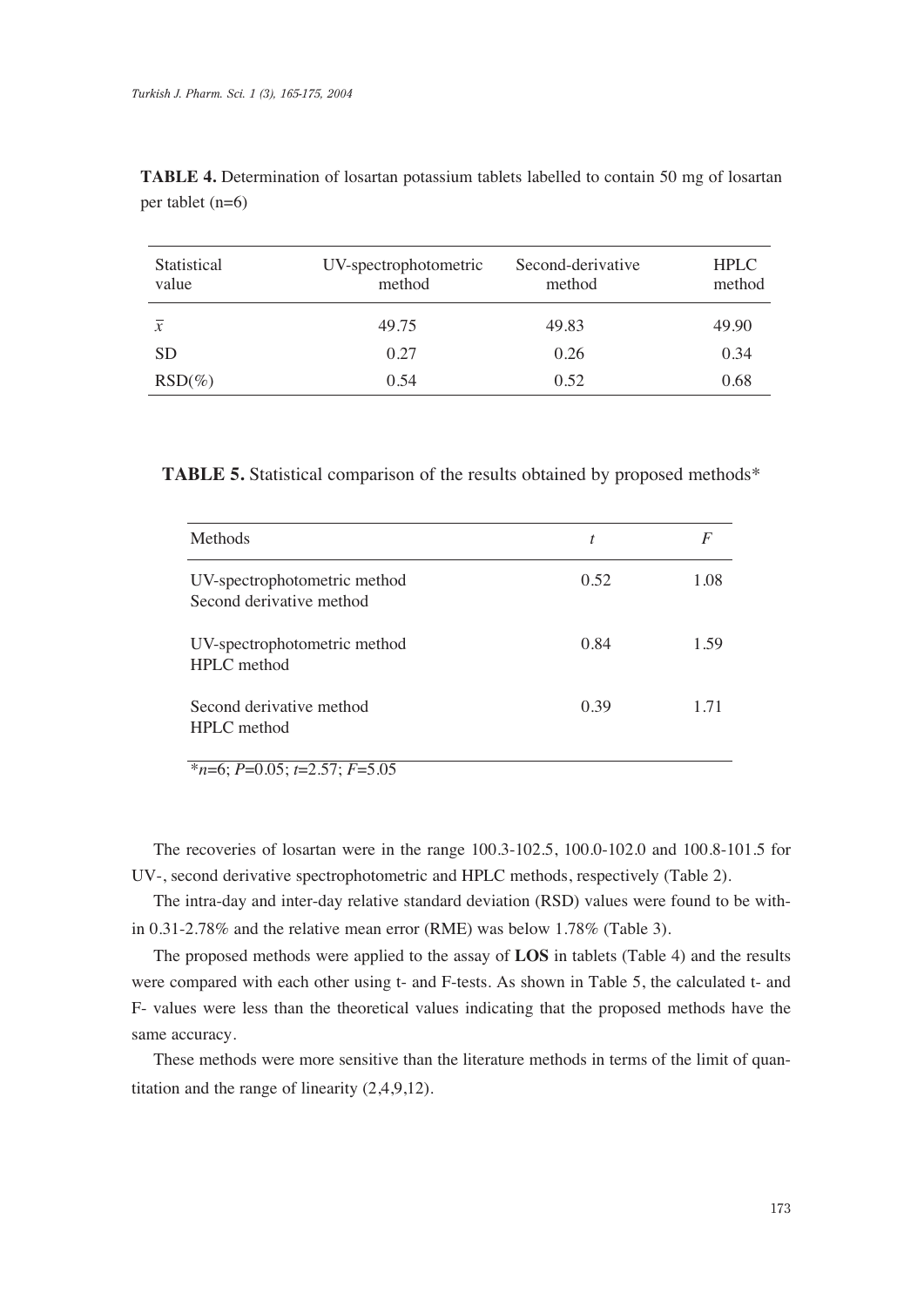**TABLE 4.** Determination of losartan potassium tablets labelled to contain 50 mg of losartan per tablet (n=6)

| Statistical value | UV-spectrophotometric method | Second-derivative method | HPLC method |
|---|---|---|---|
| $\bar{x}$ | 49.75 | 49.83 | 49.90 |
| SD | 0.27 | 0.26 | 0.34 |
| RSD(%) | 0.54 | 0.52 | 0.68 |

**TABLE 5.** Statistical comparison of the results obtained by proposed methods*

| Methods | $t$ | $F$ |
|---|---|---|
| UV-spectrophotometric method<br>Second derivative method | 0.52 | 1.08 |
| UV-spectrophotometric method<br>HPLC method | 0.84 | 1.59 |
| Second derivative method<br>HPLC method | 0.39 | 1.71 |

*$n$=6; $P$=0.05; $t$=2.57; $F$=5.05

The recoveries of losartan were in the range 100.3-102.5, 100.0-102.0 and 100.8-101.5 for UV-, second derivative spectrophotometric and HPLC methods, respectively (Table 2).

The intra-day and inter-day relative standard deviation (RSD) values were found to be within 0.31-2.78% and the relative mean error (RME) was below 1.78% (Table 3).

The proposed methods were applied to the assay of **LOS** in tablets (Table 4) and the results were compared with each other using t- and F-tests. As shown in Table 5, the calculated t- and F- values were less than the theoretical values indicating that the proposed methods have the same accuracy.

These methods were more sensitive than the literature methods in terms of the limit of quantitation and the range of linearity (2,4,9,12).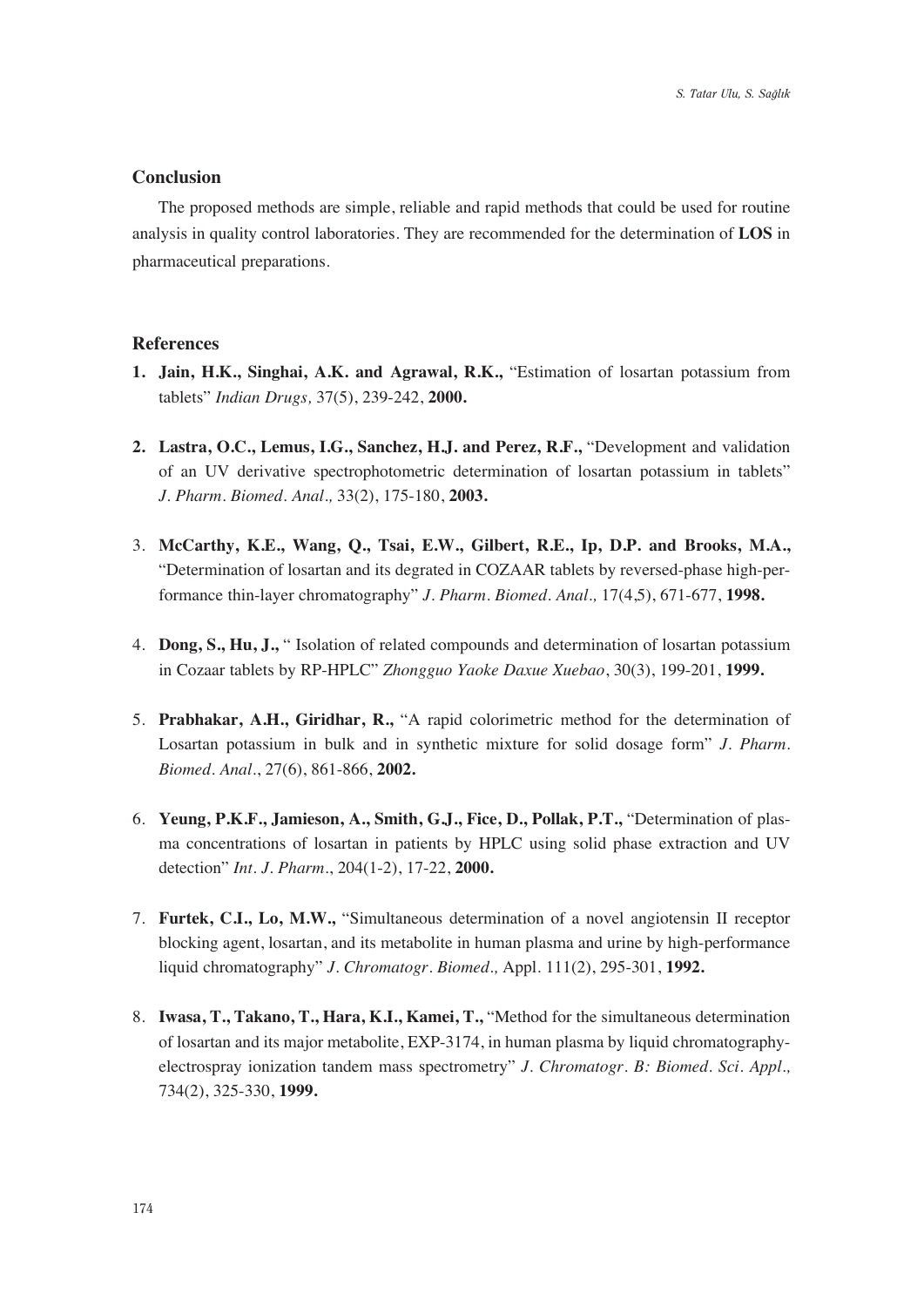## Conclusion

The proposed methods are simple, reliable and rapid methods that could be used for routine analysis in quality control laboratories. They are recommended for the determination of **LOS** in pharmaceutical preparations.

## References

1. **Jain, H.K., Singhai, A.K. and Agrawal, R.K.,** "Estimation of losartan potassium from tablets" *Indian Drugs,* 37(5), 239-242, **2000.**

2. **Lastra, O.C., Lemus, I.G., Sanchez, H.J. and Perez, R.F.,** "Development and validation of an UV derivative spectrophotometric determination of losartan potassium in tablets" *J. Pharm. Biomed. Anal.,* 33(2), 175-180, **2003.**

3. **McCarthy, K.E., Wang, Q., Tsai, E.W., Gilbert, R.E., Ip, D.P. and Brooks, M.A.,** "Determination of losartan and its degrated in COZAAR tablets by reversed-phase high-performance thin-layer chromatography" *J. Pharm. Biomed. Anal.,* 17(4,5), 671-677, **1998.**

4. **Dong, S., Hu, J.,** " Isolation of related compounds and determination of losartan potassium in Cozaar tablets by RP-HPLC" *Zhongguo Yaoke Daxue Xuebao*, 30(3), 199-201, **1999.**

5. **Prabhakar, A.H., Giridhar, R.,** "A rapid colorimetric method for the determination of Losartan potassium in bulk and in synthetic mixture for solid dosage form" *J. Pharm. Biomed. Anal.*, 27(6), 861-866, **2002.**

6. **Yeung, P.K.F., Jamieson, A., Smith, G.J., Fice, D., Pollak, P.T.,** "Determination of plasma concentrations of losartan in patients by HPLC using solid phase extraction and UV detection" *Int. J. Pharm.*, 204(1-2), 17-22, **2000.**

7. **Furtek, C.I., Lo, M.W.,** "Simultaneous determination of a novel angiotensin II receptor blocking agent, losartan, and its metabolite in human plasma and urine by high-performance liquid chromatography" *J. Chromatogr. Biomed.,* Appl. 111(2), 295-301, **1992.**

8. **Iwasa, T., Takano, T., Hara, K.I., Kamei, T.,** "Method for the simultaneous determination of losartan and its major metabolite, EXP-3174, in human plasma by liquid chromatography-electrospray ionization tandem mass spectrometry" *J. Chromatogr. B: Biomed. Sci. Appl.,* 734(2), 325-330, **1999.**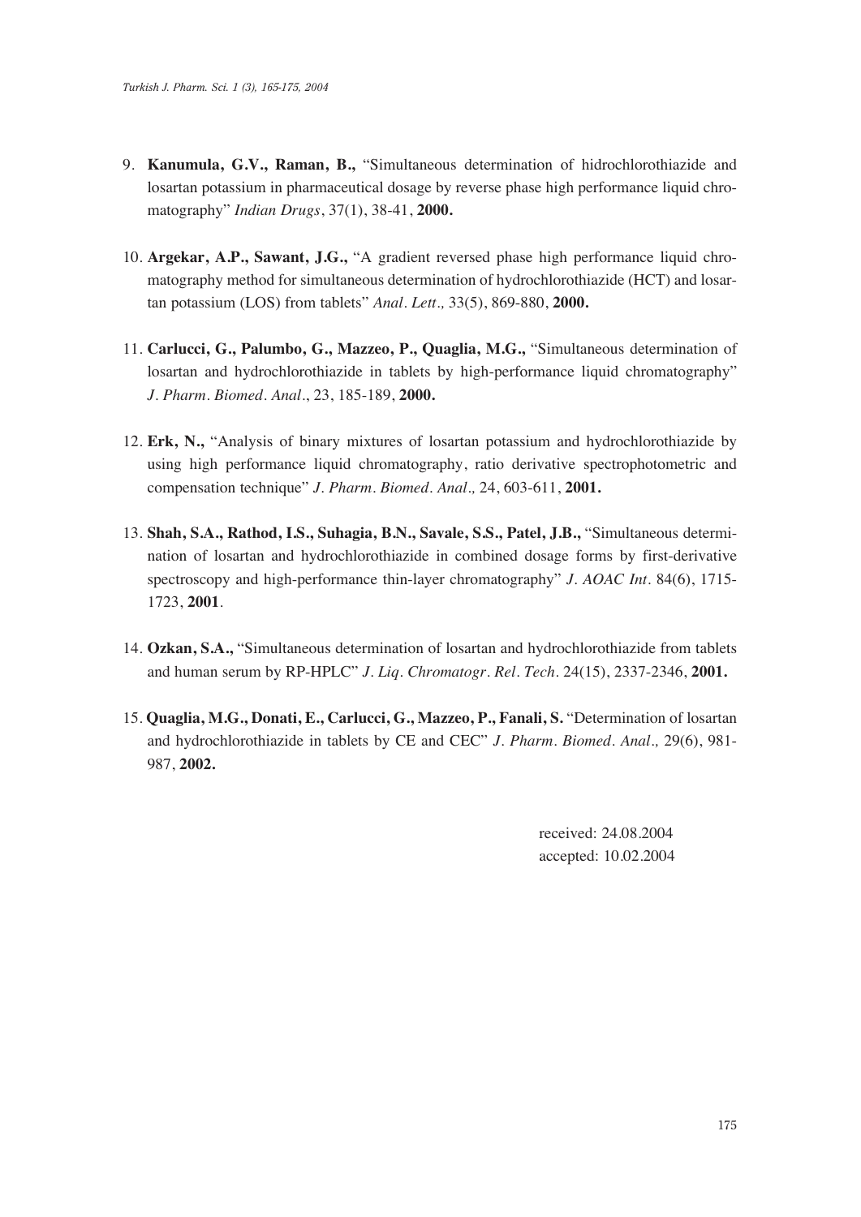9. **Kanumula, G.V., Raman, B.,** "Simultaneous determination of hidrochlorothiazide and losartan potassium in pharmaceutical dosage by reverse phase high performance liquid chromatography" *Indian Drugs*, 37(1), 38-41, **2000.**

10. **Argekar, A.P., Sawant, J.G.,** "A gradient reversed phase high performance liquid chromatography method for simultaneous determination of hydrochlorothiazide (HCT) and losartan potassium (LOS) from tablets" *Anal. Lett.,* 33(5), 869-880, **2000.**

11. **Carlucci, G., Palumbo, G., Mazzeo, P., Quaglia, M.G.,** "Simultaneous determination of losartan and hydrochlorothiazide in tablets by high-performance liquid chromatography" *J. Pharm. Biomed. Anal.*, 23, 185-189, **2000.**

12. **Erk, N.,** "Analysis of binary mixtures of losartan potassium and hydrochlorothiazide by using high performance liquid chromatography, ratio derivative spectrophotometric and compensation technique" *J. Pharm. Biomed. Anal.,* 24, 603-611, **2001.**

13. **Shah, S.A., Rathod, I.S., Suhagia, B.N., Savale, S.S., Patel, J.B.,** "Simultaneous determination of losartan and hydrochlorothiazide in combined dosage forms by first-derivative spectroscopy and high-performance thin-layer chromatography" *J. AOAC Int.* 84(6), 1715-1723, **2001**.

14. **Ozkan, S.A.,** "Simultaneous determination of losartan and hydrochlorothiazide from tablets and human serum by RP-HPLC" *J. Liq. Chromatogr. Rel. Tech.* 24(15), 2337-2346, **2001.**

15. **Quaglia, M.G., Donati, E., Carlucci, G., Mazzeo, P., Fanali, S.** "Determination of losartan and hydrochlorothiazide in tablets by CE and CEC" *J. Pharm. Biomed. Anal.,* 29(6), 981-987, **2002.**

received: 24.08.2004
accepted: 10.02.2004